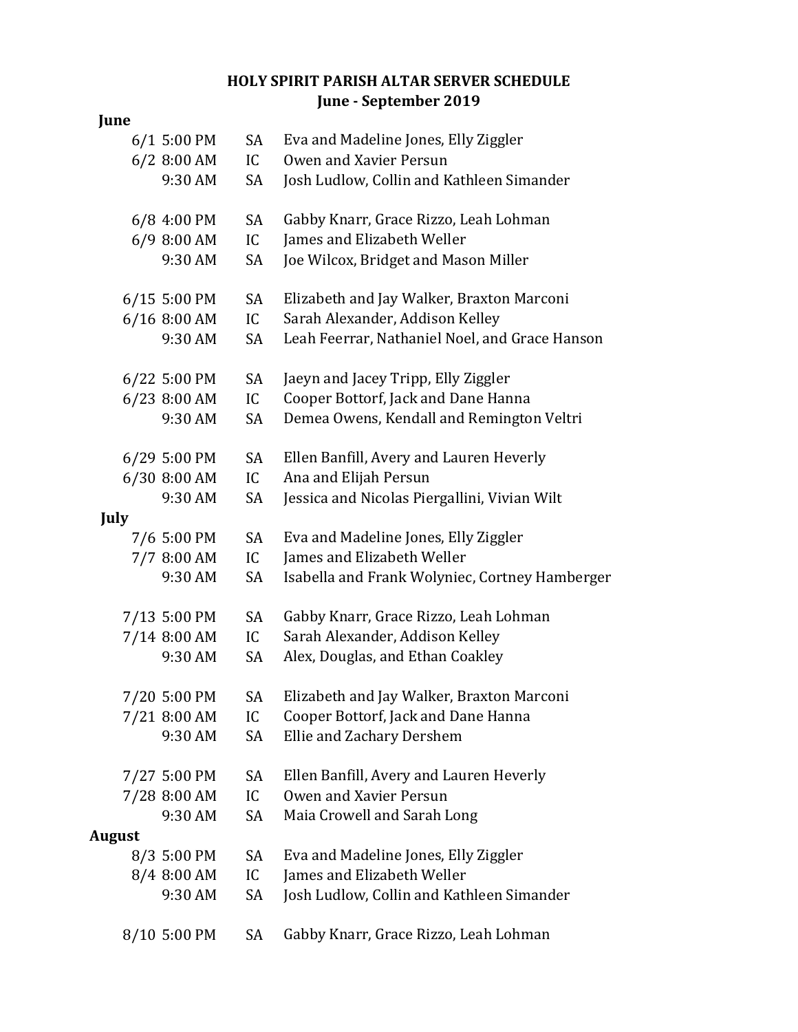**HOLY SPIRIT PARISH ALTAR SERVER SCHEDULE**
**June - September 2019**

**June**

| Date | Time | Location | Servers |
|---|---|---|---|
| 6/1 | 5:00 PM | SA | Eva and Madeline Jones, Elly Ziggler |
| 6/2 | 8:00 AM | IC | Owen and Xavier Persun |
| | 9:30 AM | SA | Josh Ludlow, Collin and Kathleen Simander |
| 6/8 | 4:00 PM | SA | Gabby Knarr, Grace Rizzo, Leah Lohman |
| 6/9 | 8:00 AM | IC | James and Elizabeth Weller |
| | 9:30 AM | SA | Joe Wilcox, Bridget and Mason Miller |
| 6/15 | 5:00 PM | SA | Elizabeth and Jay Walker, Braxton Marconi |
| 6/16 | 8:00 AM | IC | Sarah Alexander, Addison Kelley |
| | 9:30 AM | SA | Leah Feerrar, Nathaniel Noel, and Grace Hanson |
| 6/22 | 5:00 PM | SA | Jaeyn and Jacey Tripp, Elly Ziggler |
| 6/23 | 8:00 AM | IC | Cooper Bottorf, Jack and Dane Hanna |
| | 9:30 AM | SA | Demea Owens, Kendall and Remington Veltri |
| 6/29 | 5:00 PM | SA | Ellen Banfill, Avery and Lauren Heverly |
| 6/30 | 8:00 AM | IC | Ana and Elijah Persun |
| | 9:30 AM | SA | Jessica and Nicolas Piergallini, Vivian Wilt |

**July**

| Date | Time | Location | Servers |
|---|---|---|---|
| 7/6 | 5:00 PM | SA | Eva and Madeline Jones, Elly Ziggler |
| 7/7 | 8:00 AM | IC | James and Elizabeth Weller |
| | 9:30 AM | SA | Isabella and Frank Wolyniec, Cortney Hamberger |
| 7/13 | 5:00 PM | SA | Gabby Knarr, Grace Rizzo, Leah Lohman |
| 7/14 | 8:00 AM | IC | Sarah Alexander, Addison Kelley |
| | 9:30 AM | SA | Alex, Douglas, and Ethan Coakley |
| 7/20 | 5:00 PM | SA | Elizabeth and Jay Walker, Braxton Marconi |
| 7/21 | 8:00 AM | IC | Cooper Bottorf, Jack and Dane Hanna |
| | 9:30 AM | SA | Ellie and Zachary Dershem |
| 7/27 | 5:00 PM | SA | Ellen Banfill, Avery and Lauren Heverly |
| 7/28 | 8:00 AM | IC | Owen and Xavier Persun |
| | 9:30 AM | SA | Maia Crowell and Sarah Long |

**August**

| Date | Time | Location | Servers |
|---|---|---|---|
| 8/3 | 5:00 PM | SA | Eva and Madeline Jones, Elly Ziggler |
| 8/4 | 8:00 AM | IC | James and Elizabeth Weller |
| | 9:30 AM | SA | Josh Ludlow, Collin and Kathleen Simander |
| 8/10 | 5:00 PM | SA | Gabby Knarr, Grace Rizzo, Leah Lohman |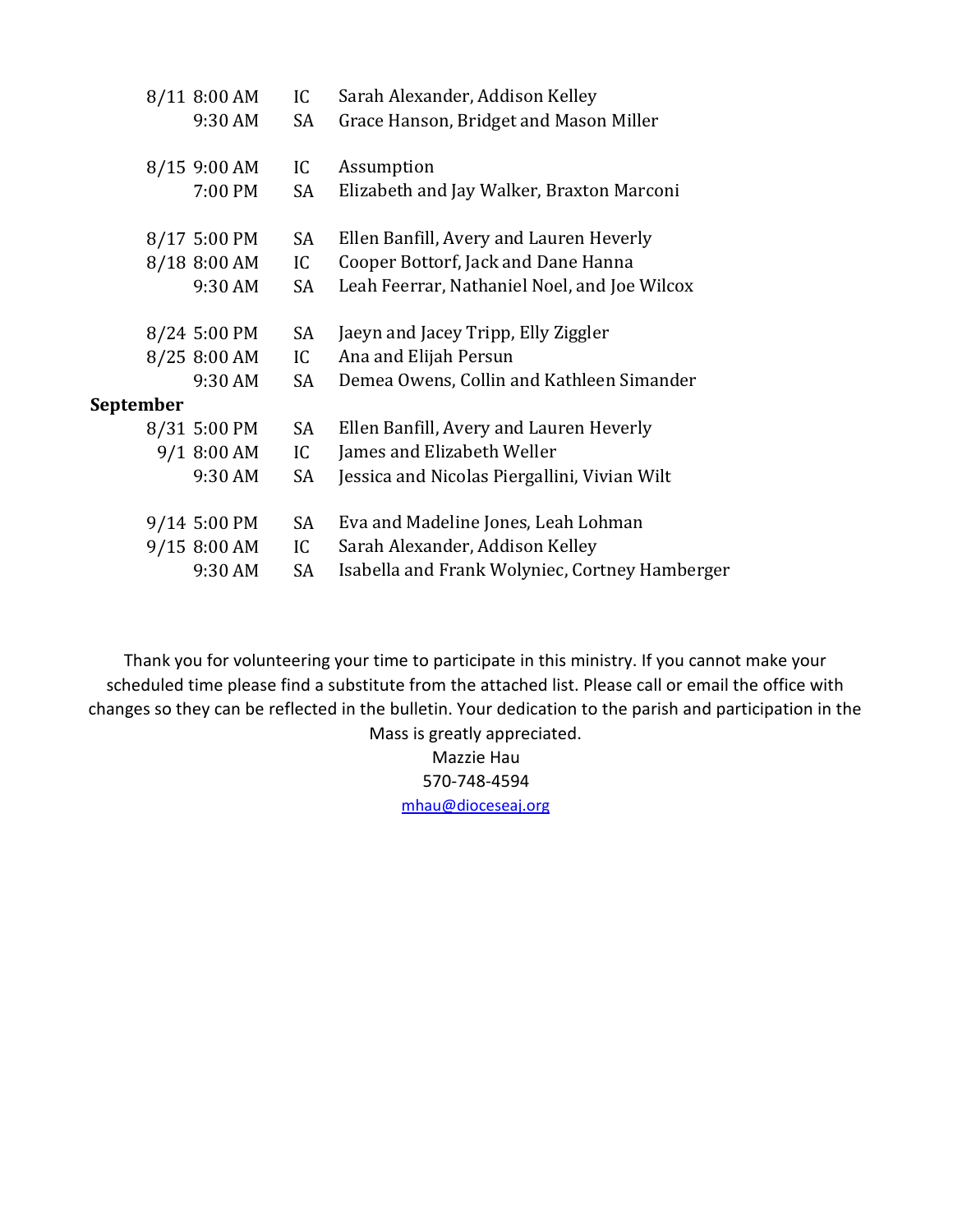| | | | |
|---|---|---|---|
| 8/11 | 8:00 AM | IC | Sarah Alexander, Addison Kelley |
| | 9:30 AM | SA | Grace Hanson, Bridget and Mason Miller |
| | | | |
| 8/15 | 9:00 AM | IC | Assumption |
| | 7:00 PM | SA | Elizabeth and Jay Walker, Braxton Marconi |
| | | | |
| 8/17 | 5:00 PM | SA | Ellen Banfill, Avery and Lauren Heverly |
| 8/18 | 8:00 AM | IC | Cooper Bottorf, Jack and Dane Hanna |
| | 9:30 AM | SA | Leah Feerrar, Nathaniel Noel, and Joe Wilcox |
| | | | |
| 8/24 | 5:00 PM | SA | Jaeyn and Jacey Tripp, Elly Ziggler |
| 8/25 | 8:00 AM | IC | Ana and Elijah Persun |
| | 9:30 AM | SA | Demea Owens, Collin and Kathleen Simander |
| **September** | | | |
| 8/31 | 5:00 PM | SA | Ellen Banfill, Avery and Lauren Heverly |
| 9/1 | 8:00 AM | IC | James and Elizabeth Weller |
| | 9:30 AM | SA | Jessica and Nicolas Piergallini, Vivian Wilt |
| | | | |
| 9/14 | 5:00 PM | SA | Eva and Madeline Jones, Leah Lohman |
| 9/15 | 8:00 AM | IC | Sarah Alexander, Addison Kelley |
| | 9:30 AM | SA | Isabella and Frank Wolyniec, Cortney Hamberger |

Thank you for volunteering your time to participate in this ministry. If you cannot make your scheduled time please find a substitute from the attached list. Please call or email the office with changes so they can be reflected in the bulletin. Your dedication to the parish and participation in the Mass is greatly appreciated.

Mazzie Hau
570-748-4594
mhau@dioceseaj.org